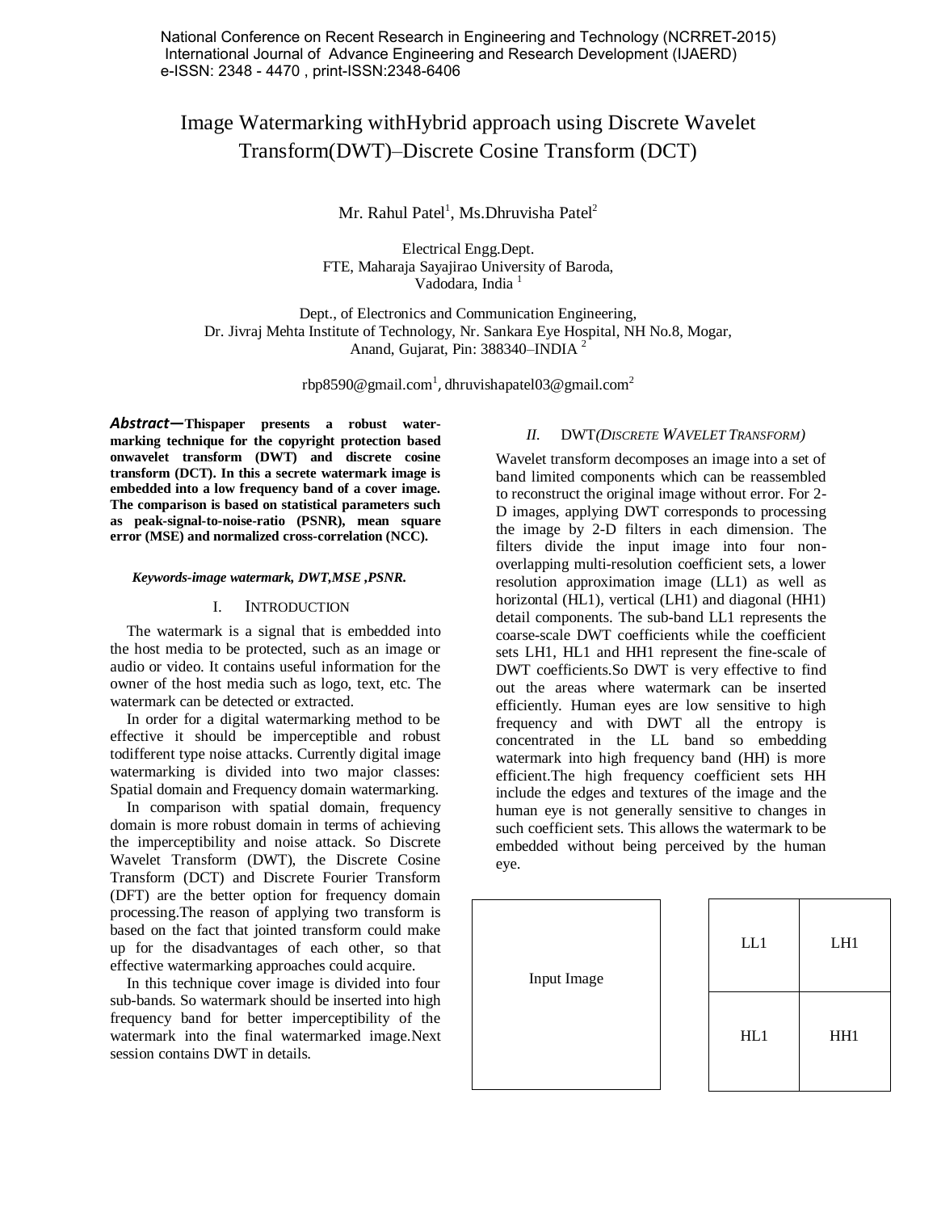# Image Watermarking withHybrid approach using Discrete Wavelet Transform(DWT)–Discrete Cosine Transform (DCT)

Mr. Rahul Patel[1], Ms.Dhruvisha Patel[2]

Electrical Engg.Dept.
FTE, Maharaja Sayajirao University of Baroda,
Vadodara, India [1]

Dept., of Electronics and Communication Engineering,
Dr. Jivraj Mehta Institute of Technology, Nr. Sankara Eye Hospital, NH No.8, Mogar,
Anand, Gujarat, Pin: 388340–INDIA [2]

rbp8590@gmail.com[1], dhruvishapatel03@gmail.com[2]

***Abstract*—Thispaper presents a robust water-marking technique for the copyright protection based onwavelet transform (DWT) and discrete cosine transform (DCT). In this a secrete watermark image is embedded into a low frequency band of a cover image. The comparison is based on statistical parameters such as peak-signal-to-noise-ratio (PSNR), mean square error (MSE) and normalized cross-correlation (NCC).**

***Keywords-image watermark, DWT,MSE ,PSNR.***

## I. INTRODUCTION

The watermark is a signal that is embedded into the host media to be protected, such as an image or audio or video. It contains useful information for the owner of the host media such as logo, text, etc. The watermark can be detected or extracted.

In order for a digital watermarking method to be effective it should be imperceptible and robust todifferent type noise attacks. Currently digital image watermarking is divided into two major classes: Spatial domain and Frequency domain watermarking.

In comparison with spatial domain, frequency domain is more robust domain in terms of achieving the imperceptibility and noise attack. So Discrete Wavelet Transform (DWT), the Discrete Cosine Transform (DCT) and Discrete Fourier Transform (DFT) are the better option for frequency domain processing.The reason of applying two transform is based on the fact that jointed transform could make up for the disadvantages of each other, so that effective watermarking approaches could acquire.

In this technique cover image is divided into four sub-bands. So watermark should be inserted into high frequency band for better imperceptibility of the watermark into the final watermarked image.Next session contains DWT in details.

## II. DWT*(DISCRETE WAVELET TRANSFORM)*

Wavelet transform decomposes an image into a set of band limited components which can be reassembled to reconstruct the original image without error. For 2-D images, applying DWT corresponds to processing the image by 2-D filters in each dimension. The filters divide the input image into four non-overlapping multi-resolution coefficient sets, a lower resolution approximation image (LL1) as well as horizontal (HL1), vertical (LH1) and diagonal (HH1) detail components. The sub-band LL1 represents the coarse-scale DWT coefficients while the coefficient sets LH1, HL1 and HH1 represent the fine-scale of DWT coefficients.So DWT is very effective to find out the areas where watermark can be inserted efficiently. Human eyes are low sensitive to high frequency and with DWT all the entropy is concentrated in the LL band so embedding watermark into high frequency band (HH) is more efficient.The high frequency coefficient sets HH include the edges and textures of the image and the human eye is not generally sensitive to changes in such coefficient sets. This allows the watermark to be embedded without being perceived by the human eye.

| Input Image |
|---|

| LL1 | LH1 |
|---|---|
| HL1 | HH1 |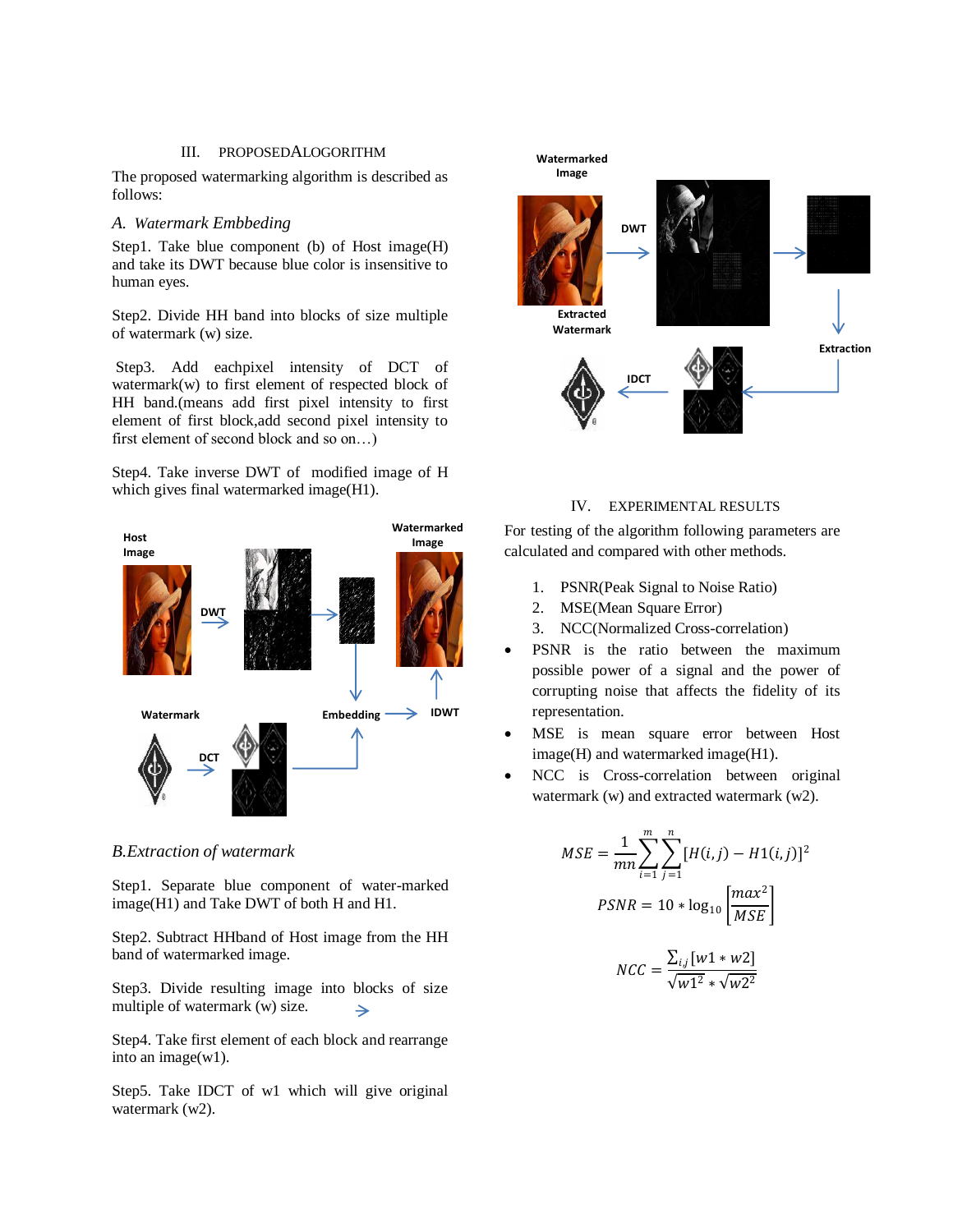## III. PROPOSEDALOGORITHM

The proposed watermarking algorithm is described as follows:

### *A. Watermark Embbeding*

Step1. Take blue component (b) of Host image(H) and take its DWT because blue color is insensitive to human eyes.

Step2. Divide HH band into blocks of size multiple of watermark (w) size.

Step3. Add eachpixel intensity of DCT of watermark(w) to first element of respected block of HH band.(means add first pixel intensity to first element of first block,add second pixel intensity to first element of second block and so on…)

Step4. Take inverse DWT of modified image of H which gives final watermarked image(H1).

### *B.Extraction of watermark*

Step1. Separate blue component of water-marked image(H1) and Take DWT of both H and H1.

Step2. Subtract HHband of Host image from the HH band of watermarked image.

Step3. Divide resulting image into blocks of size multiple of watermark (w) size.

Step4. Take first element of each block and rearrange into an image(w1).

Step5. Take IDCT of w1 which will give original watermark (w2).

## IV. EXPERIMENTAL RESULTS

For testing of the algorithm following parameters are calculated and compared with other methods.

1. PSNR(Peak Signal to Noise Ratio)
2. MSE(Mean Square Error)
3. NCC(Normalized Cross-correlation)

- PSNR is the ratio between the maximum possible power of a signal and the power of corrupting noise that affects the fidelity of its representation.
- MSE is mean square error between Host image(H) and watermarked image(H1).
- NCC is Cross-correlation between original watermark (w) and extracted watermark (w2).

$$MSE = \frac{1}{mn}\sum_{i=1}^{m}\sum_{j=1}^{n}[H(i,j) - H1(i,j)]^2$$

$$PSNR = 10 * \log_{10}\left[\frac{max^2}{MSE}\right]$$

$$NCC = \frac{\sum_{i,j}[w1 * w2]}{\sqrt{w1^2} * \sqrt{w2^2}}$$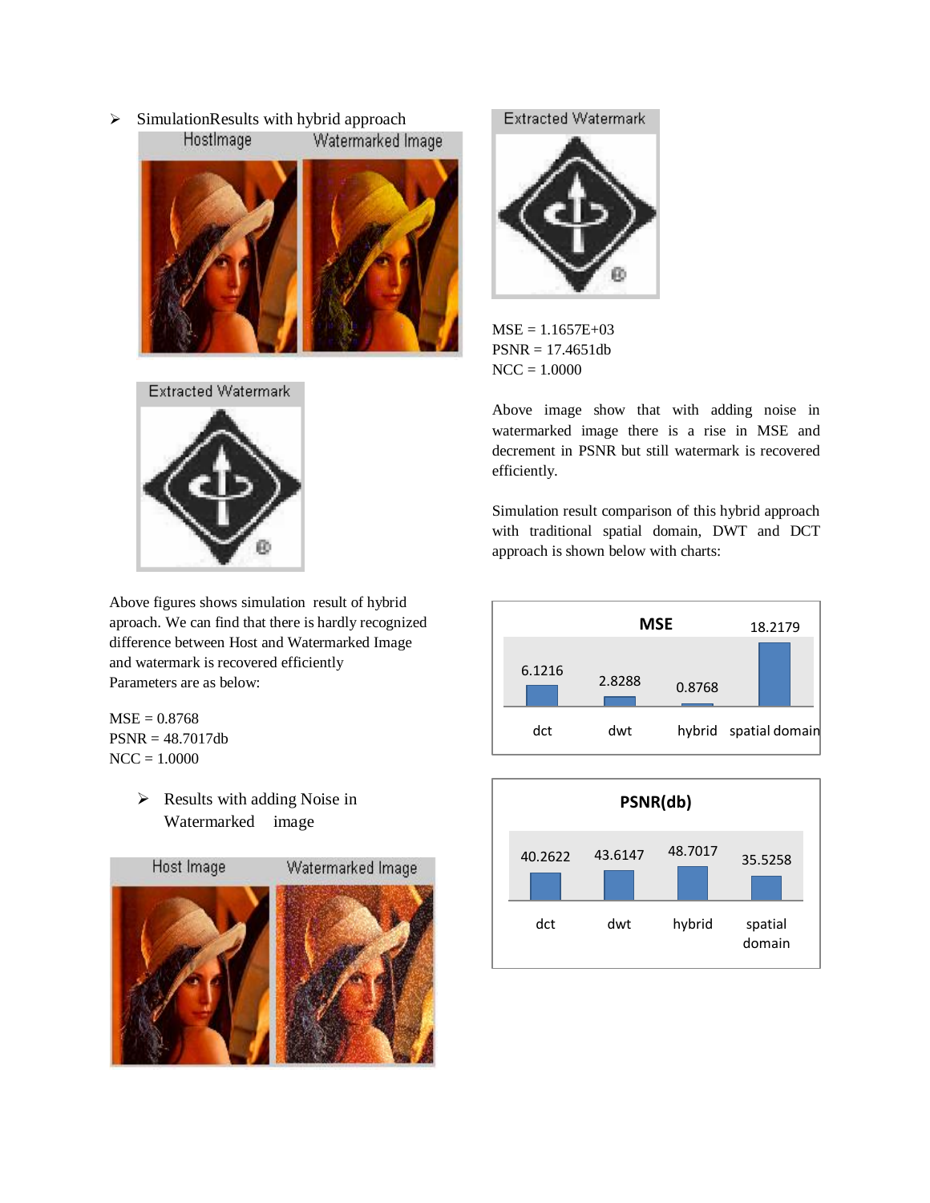- SimulationResults with hybrid approach

Above figures shows simulation result of hybrid aproach. We can find that there is hardly recognized difference between Host and Watermarked Image and watermark is recovered efficiently
Parameters are as below:

MSE = 0.8768
PSNR = 48.7017db
NCC = 1.0000

- Results with adding Noise in Watermarked image

MSE = 1.1657E+03
PSNR = 17.4651db
NCC = 1.0000

Above image show that with adding noise in watermarked image there is a rise in MSE and decrement in PSNR but still watermark is recovered efficiently.

Simulation result comparison of this hybrid approach with traditional spatial domain, DWT and DCT approach is shown below with charts:

**MSE**

| dct | dwt | hybrid | spatial domain |
|---|---|---|---|
| 6.1216 | 2.8288 | 0.8768 | 18.2179 |

**PSNR(db)**

| dct | dwt | hybrid | spatial domain |
|---|---|---|---|
| 40.2622 | 43.6147 | 48.7017 | 35.5258 |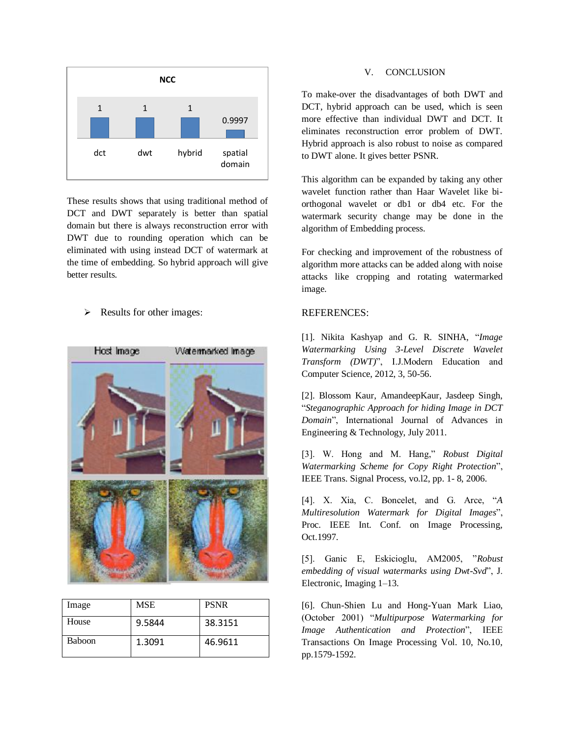These results shows that using traditional method of DCT and DWT separately is better than spatial domain but there is always reconstruction error with DWT due to rounding operation which can be eliminated with using instead DCT of watermark at the time of embedding. So hybrid approach will give better results.

- Results for other images:

| Image | MSE | PSNR |
| --- | --- | --- |
| House | 9.5844 | 38.3151 |
| Baboon | 1.3091 | 46.9611 |

## V. CONCLUSION

To make-over the disadvantages of both DWT and DCT, hybrid approach can be used, which is seen more effective than individual DWT and DCT. It eliminates reconstruction error problem of DWT. Hybrid approach is also robust to noise as compared to DWT alone. It gives better PSNR.

This algorithm can be expanded by taking any other wavelet function rather than Haar Wavelet like bi-orthogonal wavelet or db1 or db4 etc. For the watermark security change may be done in the algorithm of Embedding process.

For checking and improvement of the robustness of algorithm more attacks can be added along with noise attacks like cropping and rotating watermarked image.

## REFERENCES:

[1]. Nikita Kashyap and G. R. SINHA, "*Image Watermarking Using 3-Level Discrete Wavelet Transform (DWT)*", I.J.Modern Education and Computer Science, 2012, 3, 50-56.

[2]. Blossom Kaur, AmandeepKaur, Jasdeep Singh, "*Steganographic Approach for hiding Image in DCT Domain*", International Journal of Advances in Engineering & Technology, July 2011.

[3]. W. Hong and M. Hang," *Robust Digital Watermarking Scheme for Copy Right Protection*", IEEE Trans. Signal Process, vo.l2, pp. 1- 8, 2006.

[4]. X. Xia, C. Boncelet, and G. Arce, "*A Multiresolution Watermark for Digital Images*", Proc. IEEE Int. Conf. on Image Processing, Oct.1997.

[5]. Ganic E, Eskicioglu, AM2005, "*Robust embedding of visual watermarks using Dwt-Svd*", J. Electronic, Imaging 1–13.

[6]. Chun-Shien Lu and Hong-Yuan Mark Liao, (October 2001) "*Multipurpose Watermarking for Image Authentication and Protection*", IEEE Transactions On Image Processing Vol. 10, No.10, pp.1579-1592.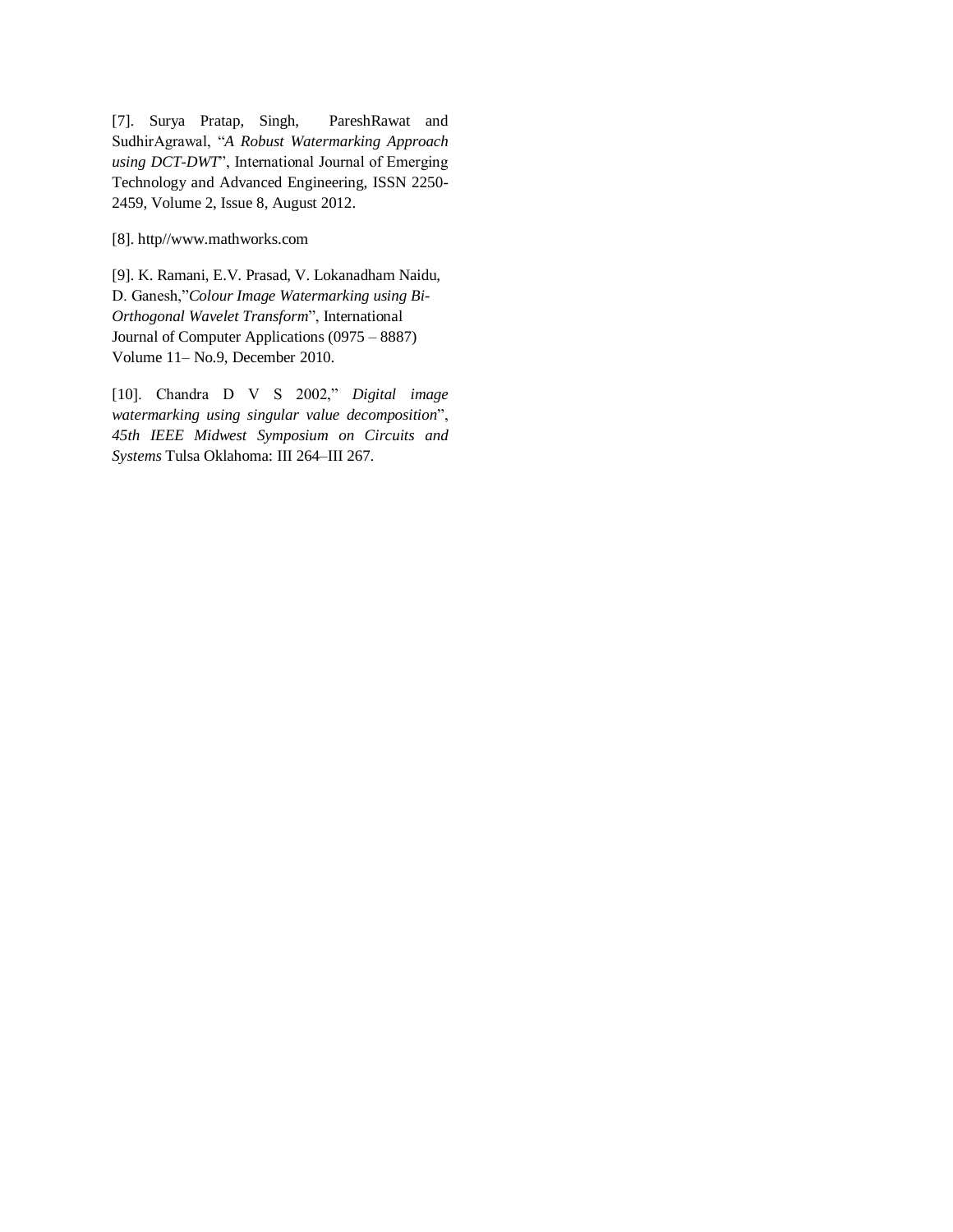[7]. Surya Pratap, Singh, PareshRawat and SudhirAgrawal, "*A Robust Watermarking Approach using DCT-DWT*", International Journal of Emerging Technology and Advanced Engineering, ISSN 2250-2459, Volume 2, Issue 8, August 2012.

[8]. http//www.mathworks.com

[9]. K. Ramani, E.V. Prasad, V. Lokanadham Naidu, D. Ganesh,"*Colour Image Watermarking using Bi-Orthogonal Wavelet Transform*", International Journal of Computer Applications (0975 – 8887) Volume 11– No.9, December 2010.

[10]. Chandra D V S 2002," *Digital image watermarking using singular value decomposition*", *45th IEEE Midwest Symposium on Circuits and Systems* Tulsa Oklahoma: III 264–III 267.